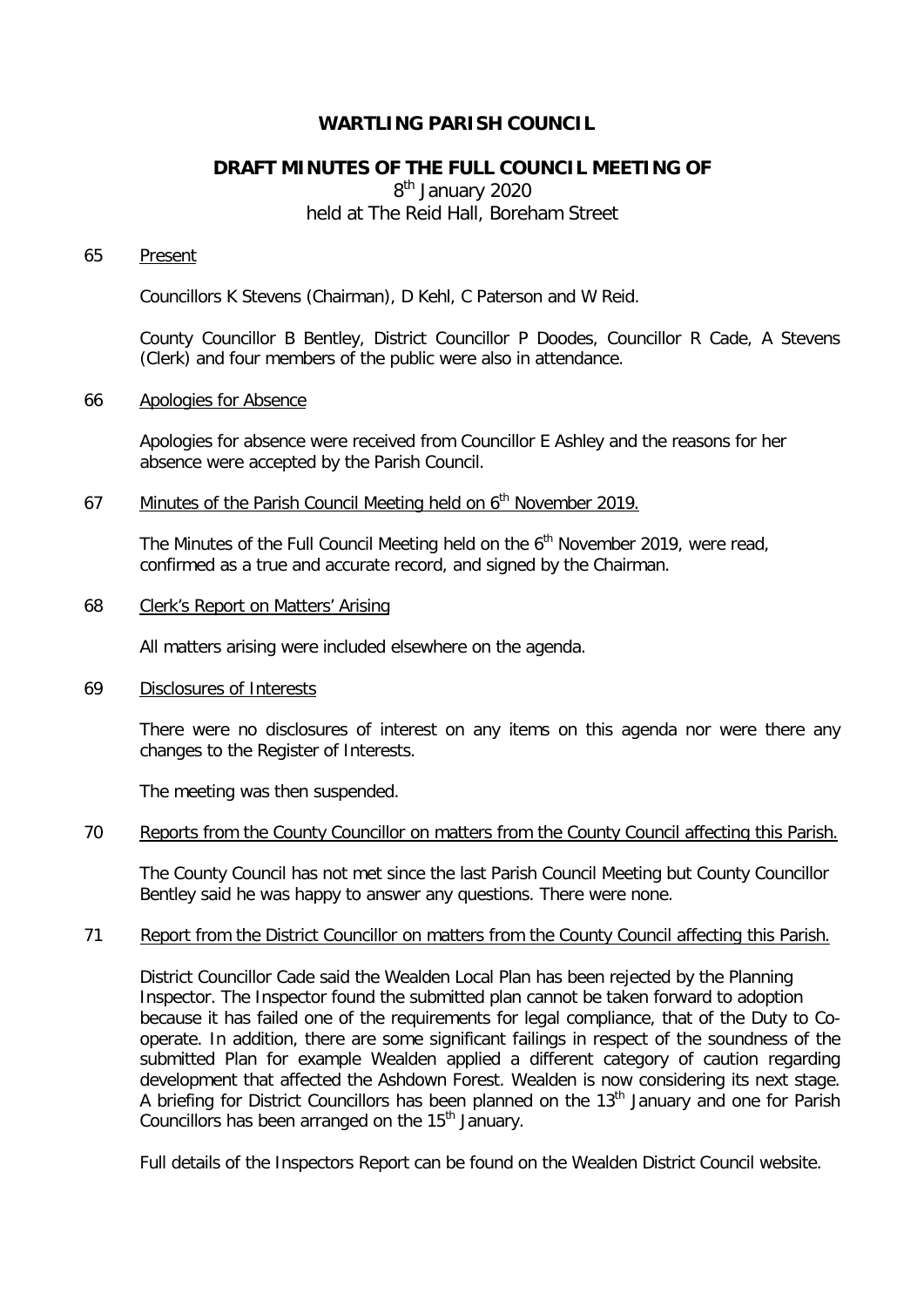# WARTLING PARISH COUNCIL

## DRAFT MINUTES OF THE FULL COUNCIL MEETING OF

8th January 2020
held at The Reid Hall, Boreham Street

65 Present

Councillors K Stevens (Chairman), D Kehl, C Paterson and W Reid.

County Councillor B Bentley, District Councillor P Doodes, Councillor R Cade, A Stevens (Clerk) and four members of the public were also in attendance.

66 Apologies for Absence

Apologies for absence were received from Councillor E Ashley and the reasons for her absence were accepted by the Parish Council.

67 Minutes of the Parish Council Meeting held on 6th November 2019.

The Minutes of the Full Council Meeting held on the 6th November 2019, were read, confirmed as a true and accurate record, and signed by the Chairman.

68 Clerk's Report on Matters' Arising

All matters arising were included elsewhere on the agenda.

69 Disclosures of Interests

There were no disclosures of interest on any items on this agenda nor were there any changes to the Register of Interests.

The meeting was then suspended.

70 Reports from the County Councillor on matters from the County Council affecting this Parish.

The County Council has not met since the last Parish Council Meeting but County Councillor Bentley said he was happy to answer any questions. There were none.

71 Report from the District Councillor on matters from the County Council affecting this Parish.

District Councillor Cade said the Wealden Local Plan has been rejected by the Planning Inspector. The Inspector found the submitted plan cannot be taken forward to adoption because it has failed one of the requirements for legal compliance, that of the Duty to Co-operate. In addition, there are some significant failings in respect of the soundness of the submitted Plan for example Wealden applied a different category of caution regarding development that affected the Ashdown Forest. Wealden is now considering its next stage. A briefing for District Councillors has been planned on the 13th January and one for Parish Councillors has been arranged on the 15th January.

Full details of the Inspectors Report can be found on the Wealden District Council website.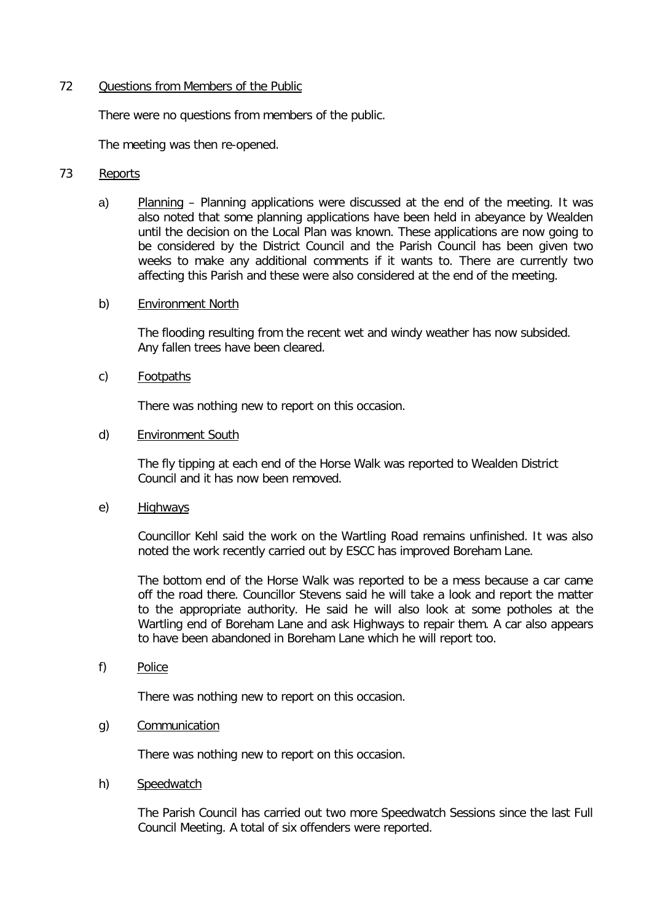72 Questions from Members of the Public

There were no questions from members of the public.

The meeting was then re-opened.

73 Reports

a) Planning – Planning applications were discussed at the end of the meeting. It was also noted that some planning applications have been held in abeyance by Wealden until the decision on the Local Plan was known. These applications are now going to be considered by the District Council and the Parish Council has been given two weeks to make any additional comments if it wants to. There are currently two affecting this Parish and these were also considered at the end of the meeting.

b) Environment North

The flooding resulting from the recent wet and windy weather has now subsided. Any fallen trees have been cleared.

c) Footpaths

There was nothing new to report on this occasion.

d) Environment South

The fly tipping at each end of the Horse Walk was reported to Wealden District Council and it has now been removed.

e) Highways

Councillor Kehl said the work on the Wartling Road remains unfinished. It was also noted the work recently carried out by ESCC has improved Boreham Lane.

The bottom end of the Horse Walk was reported to be a mess because a car came off the road there. Councillor Stevens said he will take a look and report the matter to the appropriate authority. He said he will also look at some potholes at the Wartling end of Boreham Lane and ask Highways to repair them. A car also appears to have been abandoned in Boreham Lane which he will report too.

f) Police

There was nothing new to report on this occasion.

g) Communication

There was nothing new to report on this occasion.

h) Speedwatch

The Parish Council has carried out two more Speedwatch Sessions since the last Full Council Meeting. A total of six offenders were reported.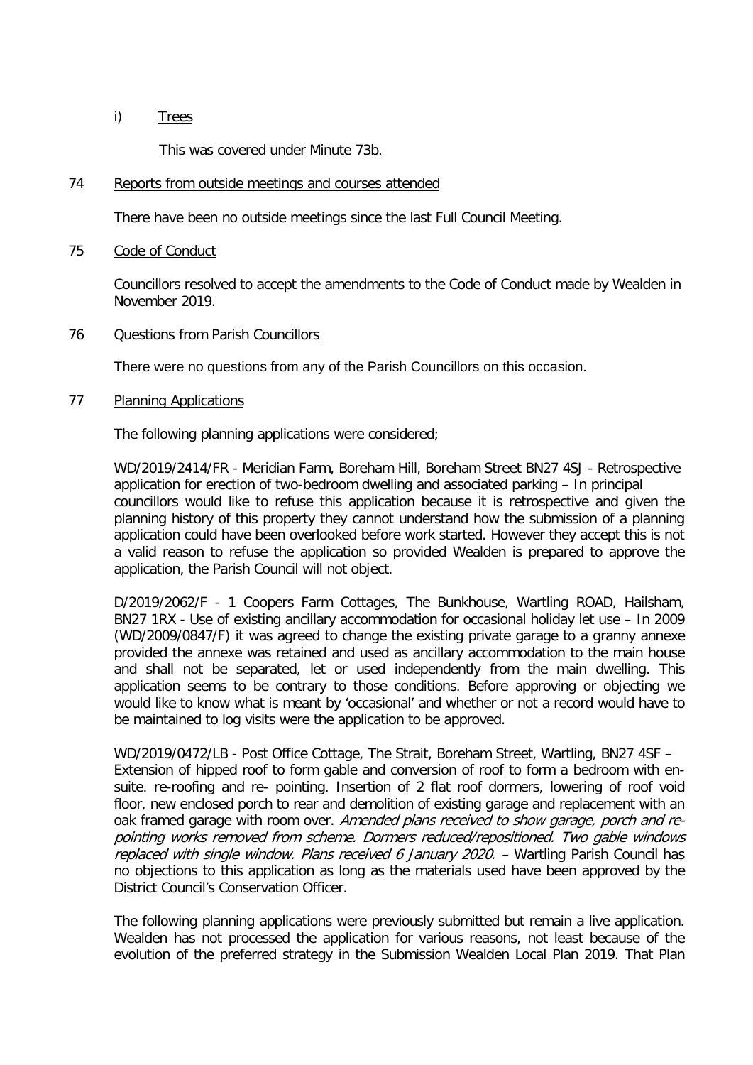i) Trees

This was covered under Minute 73b.

74 Reports from outside meetings and courses attended

There have been no outside meetings since the last Full Council Meeting.

75 Code of Conduct

Councillors resolved to accept the amendments to the Code of Conduct made by Wealden in November 2019.

76 Questions from Parish Councillors

There were no questions from any of the Parish Councillors on this occasion.

77 Planning Applications

The following planning applications were considered;

WD/2019/2414/FR - Meridian Farm, Boreham Hill, Boreham Street BN27 4SJ - Retrospective application for erection of two-bedroom dwelling and associated parking – In principal councillors would like to refuse this application because it is retrospective and given the planning history of this property they cannot understand how the submission of a planning application could have been overlooked before work started. However they accept this is not a valid reason to refuse the application so provided Wealden is prepared to approve the application, the Parish Council will not object.

D/2019/2062/F - 1 Coopers Farm Cottages, The Bunkhouse, Wartling ROAD, Hailsham, BN27 1RX - Use of existing ancillary accommodation for occasional holiday let use – In 2009 (WD/2009/0847/F) it was agreed to change the existing private garage to a granny annexe provided the annexe was retained and used as ancillary accommodation to the main house and shall not be separated, let or used independently from the main dwelling. This application seems to be contrary to those conditions. Before approving or objecting we would like to know what is meant by 'occasional' and whether or not a record would have to be maintained to log visits were the application to be approved.

WD/2019/0472/LB - Post Office Cottage, The Strait, Boreham Street, Wartling, BN27 4SF – Extension of hipped roof to form gable and conversion of roof to form a bedroom with en-suite. re-roofing and re- pointing. Insertion of 2 flat roof dormers, lowering of roof void floor, new enclosed porch to rear and demolition of existing garage and replacement with an oak framed garage with room over. *Amended plans received to show garage, porch and re-pointing works removed from scheme. Dormers reduced/repositioned. Two gable windows replaced with single window. Plans received 6 January 2020.* – Wartling Parish Council has no objections to this application as long as the materials used have been approved by the District Council's Conservation Officer.

The following planning applications were previously submitted but remain a live application. Wealden has not processed the application for various reasons, not least because of the evolution of the preferred strategy in the Submission Wealden Local Plan 2019. That Plan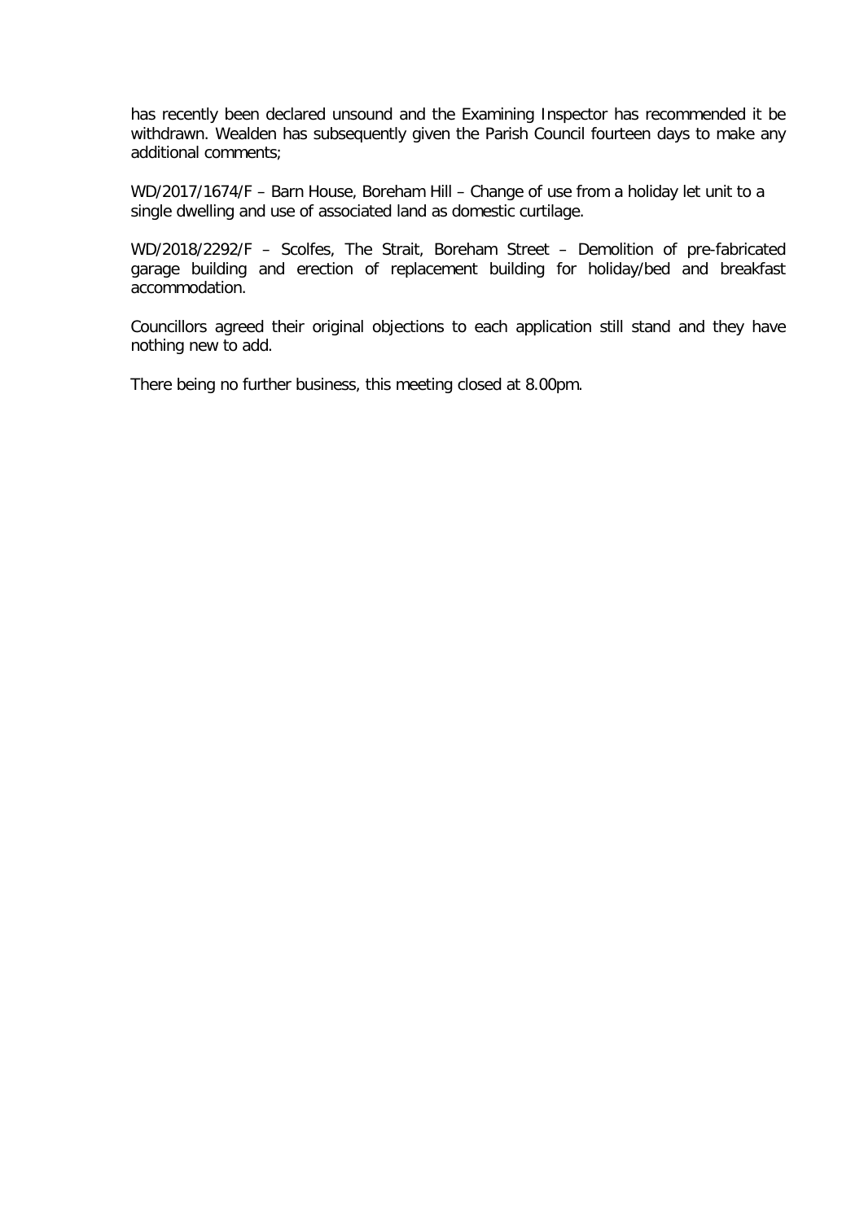has recently been declared unsound and the Examining Inspector has recommended it be withdrawn. Wealden has subsequently given the Parish Council fourteen days to make any additional comments;

WD/2017/1674/F – Barn House, Boreham Hill – Change of use from a holiday let unit to a single dwelling and use of associated land as domestic curtilage.

WD/2018/2292/F – Scolfes, The Strait, Boreham Street – Demolition of pre-fabricated garage building and erection of replacement building for holiday/bed and breakfast accommodation.

Councillors agreed their original objections to each application still stand and they have nothing new to add.

There being no further business, this meeting closed at 8.00pm.